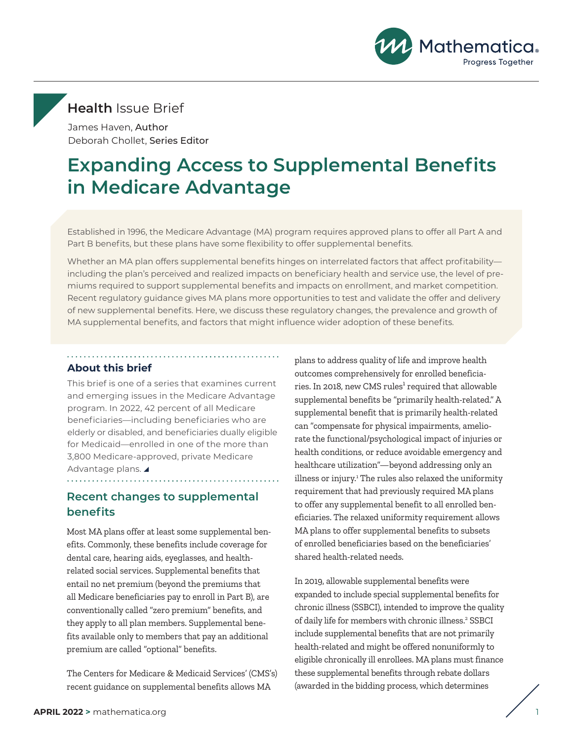**Health** Issue Brief

James Haven, Author
Deborah Chollet, Series Editor

# Expanding Access to Supplemental Benefits in Medicare Advantage

Established in 1996, the Medicare Advantage (MA) program requires approved plans to offer all Part A and Part B benefits, but these plans have some flexibility to offer supplemental benefits.

Whether an MA plan offers supplemental benefits hinges on interrelated factors that affect profitability—including the plan's perceived and realized impacts on beneficiary health and service use, the level of premiums required to support supplemental benefits and impacts on enrollment, and market competition. Recent regulatory guidance gives MA plans more opportunities to test and validate the offer and delivery of new supplemental benefits. Here, we discuss these regulatory changes, the prevalence and growth of MA supplemental benefits, and factors that might influence wider adoption of these benefits.

### About this brief

This brief is one of a series that examines current and emerging issues in the Medicare Advantage program. In 2022, 42 percent of all Medicare beneficiaries—including beneficiaries who are elderly or disabled, and beneficiaries dually eligible for Medicaid—enrolled in one of the more than 3,800 Medicare-approved, private Medicare Advantage plans.

## Recent changes to supplemental benefits

Most MA plans offer at least some supplemental benefits. Commonly, these benefits include coverage for dental care, hearing aids, eyeglasses, and health-related social services. Supplemental benefits that entail no net premium (beyond the premiums that all Medicare beneficiaries pay to enroll in Part B), are conventionally called "zero premium" benefits, and they apply to all plan members. Supplemental benefits available only to members that pay an additional premium are called "optional" benefits.

The Centers for Medicare & Medicaid Services' (CMS's) recent guidance on supplemental benefits allows MA plans to address quality of life and improve health outcomes comprehensively for enrolled beneficiaries. In 2018, new CMS rules[1] required that allowable supplemental benefits be "primarily health-related." A supplemental benefit that is primarily health-related can "compensate for physical impairments, ameliorate the functional/psychological impact of injuries or health conditions, or reduce avoidable emergency and healthcare utilization"—beyond addressing only an illness or injury.[1] The rules also relaxed the uniformity requirement that had previously required MA plans to offer any supplemental benefit to all enrolled beneficiaries. The relaxed uniformity requirement allows MA plans to offer supplemental benefits to subsets of enrolled beneficiaries based on the beneficiaries' shared health-related needs.

In 2019, allowable supplemental benefits were expanded to include special supplemental benefits for chronic illness (SSBCI), intended to improve the quality of daily life for members with chronic illness.[2] SSBCI include supplemental benefits that are not primarily health-related and might be offered nonuniformly to eligible chronically ill enrollees. MA plans must finance these supplemental benefits through rebate dollars (awarded in the bidding process, which determines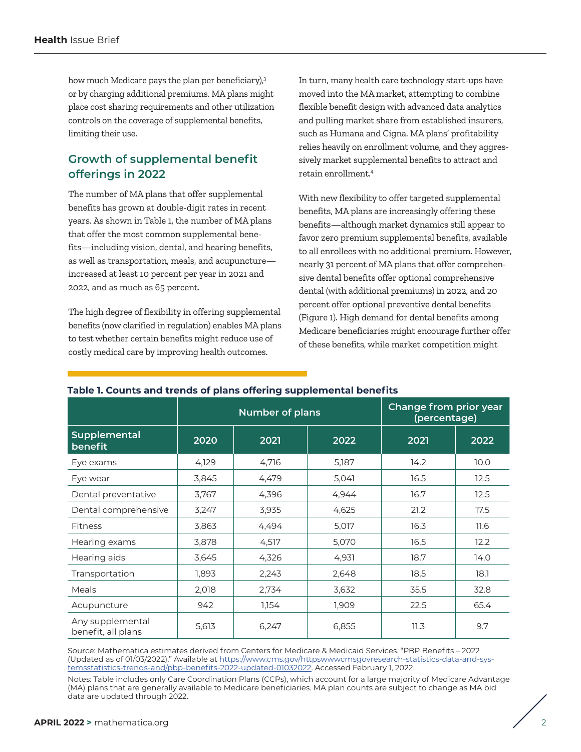how much Medicare pays the plan per beneficiary),[3] or by charging additional premiums. MA plans might place cost sharing requirements and other utilization controls on the coverage of supplemental benefits, limiting their use.

## Growth of supplemental benefit offerings in 2022

The number of MA plans that offer supplemental benefits has grown at double-digit rates in recent years. As shown in Table 1, the number of MA plans that offer the most common supplemental benefits—including vision, dental, and hearing benefits, as well as transportation, meals, and acupuncture—increased at least 10 percent per year in 2021 and 2022, and as much as 65 percent.

The high degree of flexibility in offering supplemental benefits (now clarified in regulation) enables MA plans to test whether certain benefits might reduce use of costly medical care by improving health outcomes.

In turn, many health care technology start-ups have moved into the MA market, attempting to combine flexible benefit design with advanced data analytics and pulling market share from established insurers, such as Humana and Cigna. MA plans' profitability relies heavily on enrollment volume, and they aggressively market supplemental benefits to attract and retain enrollment.[4]

With new flexibility to offer targeted supplemental benefits, MA plans are increasingly offering these benefits—although market dynamics still appear to favor zero premium supplemental benefits, available to all enrollees with no additional premium. However, nearly 31 percent of MA plans that offer comprehensive dental benefits offer optional comprehensive dental (with additional premiums) in 2022, and 20 percent offer optional preventive dental benefits (Figure 1). High demand for dental benefits among Medicare beneficiaries might encourage further offer of these benefits, while market competition might

**Table 1. Counts and trends of plans offering supplemental benefits**

| | Number of plans | | | Change from prior year (percentage) | |
|---|---|---|---|---|---|
| Supplemental benefit | 2020 | 2021 | 2022 | 2021 | 2022 |
| Eye exams | 4,129 | 4,716 | 5,187 | 14.2 | 10.0 |
| Eye wear | 3,845 | 4,479 | 5,041 | 16.5 | 12.5 |
| Dental preventative | 3,767 | 4,396 | 4,944 | 16.7 | 12.5 |
| Dental comprehensive | 3,247 | 3,935 | 4,625 | 21.2 | 17.5 |
| Fitness | 3,863 | 4,494 | 5,017 | 16.3 | 11.6 |
| Hearing exams | 3,878 | 4,517 | 5,070 | 16.5 | 12.2 |
| Hearing aids | 3,645 | 4,326 | 4,931 | 18.7 | 14.0 |
| Transportation | 1,893 | 2,243 | 2,648 | 18.5 | 18.1 |
| Meals | 2,018 | 2,734 | 3,632 | 35.5 | 32.8 |
| Acupuncture | 942 | 1,154 | 1,909 | 22.5 | 65.4 |
| Any supplemental benefit, all plans | 5,613 | 6,247 | 6,855 | 11.3 | 9.7 |

Source: Mathematica estimates derived from Centers for Medicare & Medicaid Services. "PBP Benefits – 2022 (Updated as of 01/03/2022)." Available at https://www.cms.gov/httpswwwcmsgovresearch-statistics-data-and-systemsstatistics-trends-and/pbp-benefits-2022-updated-01032022. Accessed February 1, 2022.

Notes: Table includes only Care Coordination Plans (CCPs), which account for a large majority of Medicare Advantage (MA) plans that are generally available to Medicare beneficiaries. MA plan counts are subject to change as MA bid data are updated through 2022.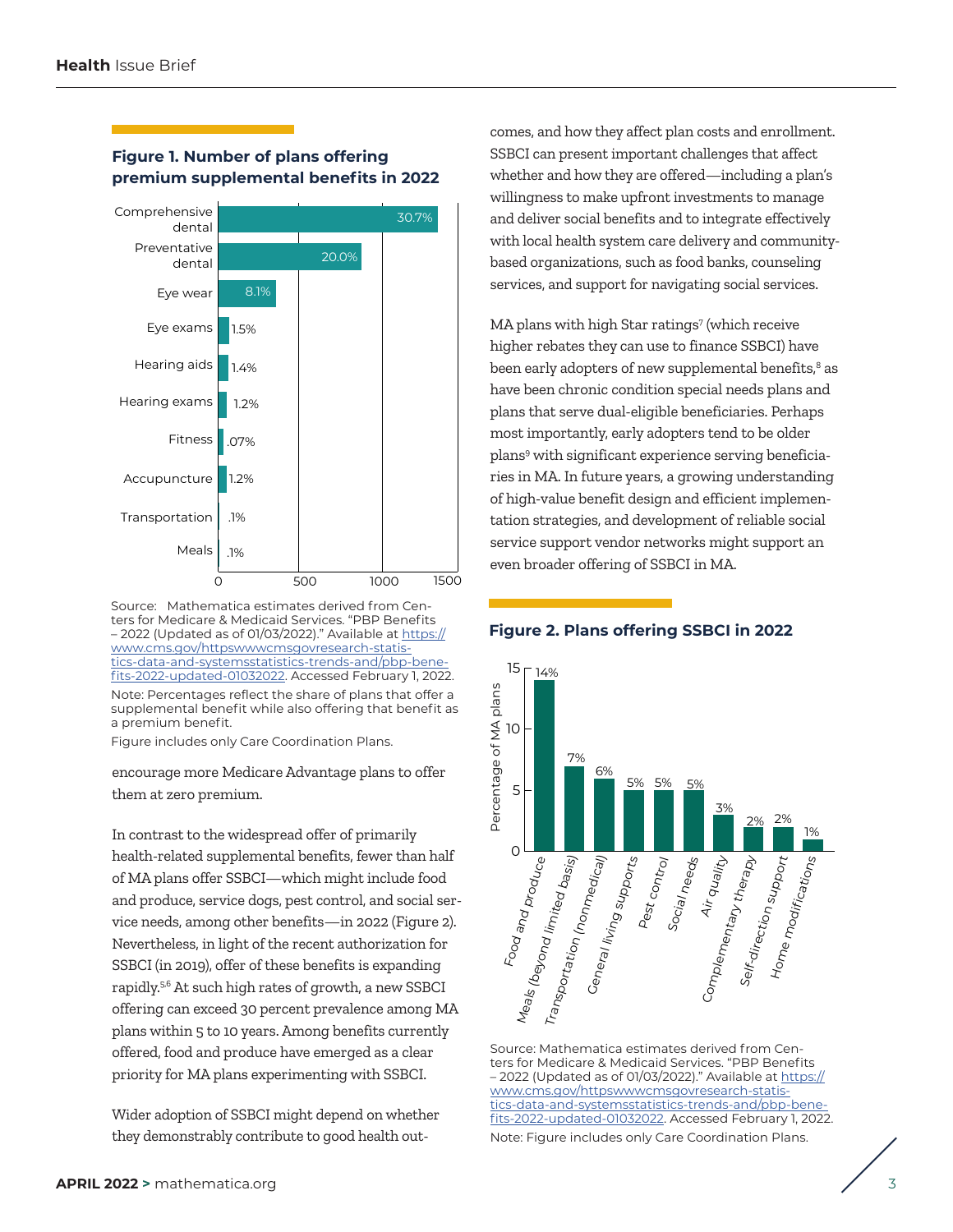### Figure 1. Number of plans offering premium supplemental benefits in 2022

| Benefit | Share |
|---|---|
| Comprehensive dental | 30.7% |
| Preventative dental | 20.0% |
| Eye wear | 8.1% |
| Eye exams | 1.5% |
| Hearing aids | 1.4% |
| Hearing exams | 1.2% |
| Fitness | .07% |
| Accupuncture | 1.2% |
| Transportation | .1% |
| Meals | .1% |

Source: Mathematica estimates derived from Centers for Medicare & Medicaid Services. "PBP Benefits – 2022 (Updated as of 01/03/2022)." Available at https://www.cms.gov/httpswwwcmsgovresearch-statistics-data-and-systemsstatistics-trends-and/pbp-benefits-2022-updated-01032022. Accessed February 1, 2022.

Note: Percentages reflect the share of plans that offer a supplemental benefit while also offering that benefit as a premium benefit.

Figure includes only Care Coordination Plans.

encourage more Medicare Advantage plans to offer them at zero premium.

In contrast to the widespread offer of primarily health-related supplemental benefits, fewer than half of MA plans offer SSBCI—which might include food and produce, service dogs, pest control, and social service needs, among other benefits—in 2022 (Figure 2). Nevertheless, in light of the recent authorization for SSBCI (in 2019), offer of these benefits is expanding rapidly.[5,6] At such high rates of growth, a new SSBCI offering can exceed 30 percent prevalence among MA plans within 5 to 10 years. Among benefits currently offered, food and produce have emerged as a clear priority for MA plans experimenting with SSBCI.

Wider adoption of SSBCI might depend on whether they demonstrably contribute to good health outcomes, and how they affect plan costs and enrollment. SSBCI can present important challenges that affect whether and how they are offered—including a plan's willingness to make upfront investments to manage and deliver social benefits and to integrate effectively with local health system care delivery and community-based organizations, such as food banks, counseling services, and support for navigating social services.

MA plans with high Star ratings[7] (which receive higher rebates they can use to finance SSBCI) have been early adopters of new supplemental benefits,[8] as have been chronic condition special needs plans and plans that serve dual-eligible beneficiaries. Perhaps most importantly, early adopters tend to be older plans[9] with significant experience serving beneficiaries in MA. In future years, a growing understanding of high-value benefit design and efficient implementation strategies, and development of reliable social service support vendor networks might support an even broader offering of SSBCI in MA.

### Figure 2. Plans offering SSBCI in 2022

| Benefit | Percentage of MA plans |
|---|---|
| Food and produce | 14% |
| Meals (beyond limited basis) | 7% |
| Transportation (nonmedical) | 6% |
| General living supports | 5% |
| Pest control | 5% |
| Social needs | 5% |
| Air quality | 3% |
| Complementary therapy | 2% |
| Self-direction support | 2% |
| Home modifications | 1% |

Source: Mathematica estimates derived from Centers for Medicare & Medicaid Services. "PBP Benefits – 2022 (Updated as of 01/03/2022)." Available at https://www.cms.gov/httpswwwcmsgovresearch-statistics-data-and-systemsstatistics-trends-and/pbp-benefits-2022-updated-01032022. Accessed February 1, 2022.

Note: Figure includes only Care Coordination Plans.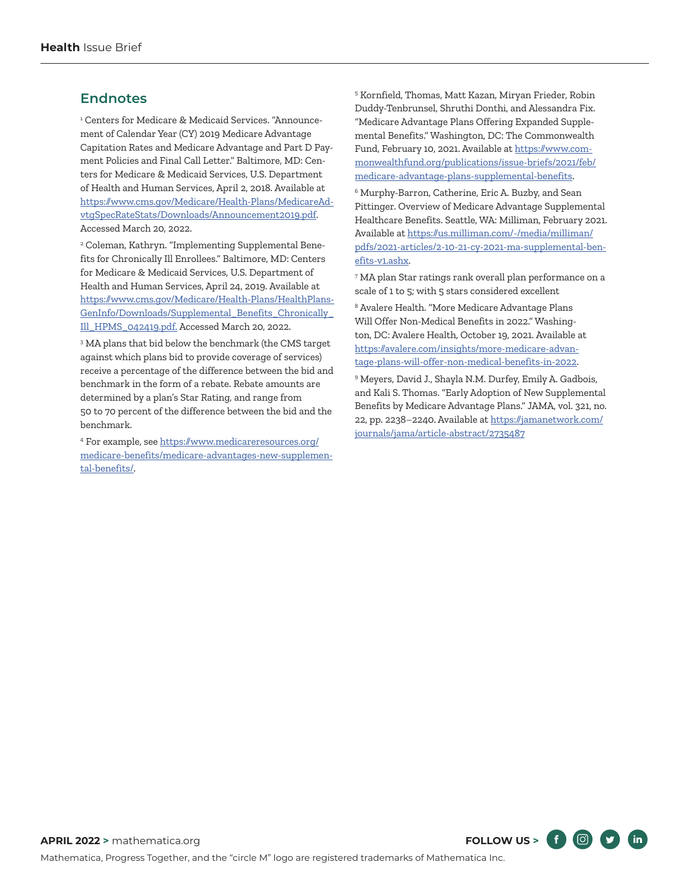## Endnotes

[1] Centers for Medicare & Medicaid Services. "Announcement of Calendar Year (CY) 2019 Medicare Advantage Capitation Rates and Medicare Advantage and Part D Payment Policies and Final Call Letter." Baltimore, MD: Centers for Medicare & Medicaid Services, U.S. Department of Health and Human Services, April 2, 2018. Available at https://www.cms.gov/Medicare/Health-Plans/MedicareAdvtgSpecRateStats/Downloads/Announcement2019.pdf. Accessed March 20, 2022.

[2] Coleman, Kathryn. "Implementing Supplemental Benefits for Chronically Ill Enrollees." Baltimore, MD: Centers for Medicare & Medicaid Services, U.S. Department of Health and Human Services, April 24, 2019. Available at https://www.cms.gov/Medicare/Health-Plans/HealthPlans-GenInfo/Downloads/Supplemental_Benefits_Chronically_Ill_HPMS_042419.pdf. Accessed March 20, 2022.

[3] MA plans that bid below the benchmark (the CMS target against which plans bid to provide coverage of services) receive a percentage of the difference between the bid and benchmark in the form of a rebate. Rebate amounts are determined by a plan's Star Rating, and range from 50 to 70 percent of the difference between the bid and the benchmark.

[4] For example, see https://www.medicareresources.org/medicare-benefits/medicare-advantages-new-supplemental-benefits/.

[5] Kornfield, Thomas, Matt Kazan, Miryan Frieder, Robin Duddy-Tenbrunsel, Shruthi Donthi, and Alessandra Fix. "Medicare Advantage Plans Offering Expanded Supplemental Benefits." Washington, DC: The Commonwealth Fund, February 10, 2021. Available at https://www.commonwealthfund.org/publications/issue-briefs/2021/feb/medicare-advantage-plans-supplemental-benefits.

[6] Murphy-Barron, Catherine, Eric A. Buzby, and Sean Pittinger. Overview of Medicare Advantage Supplemental Healthcare Benefits. Seattle, WA: Milliman, February 2021. Available at https://us.milliman.com/-/media/milliman/pdfs/2021-articles/2-10-21-cy-2021-ma-supplemental-benefits-v1.ashx.

[7] MA plan Star ratings rank overall plan performance on a scale of 1 to 5; with 5 stars considered excellent

[8] Avalere Health. "More Medicare Advantage Plans Will Offer Non-Medical Benefits in 2022." Washington, DC: Avalere Health, October 19, 2021. Available at https://avalere.com/insights/more-medicare-advantage-plans-will-offer-non-medical-benefits-in-2022.

[9] Meyers, David J., Shayla N.M. Durfey, Emily A. Gadbois, and Kali S. Thomas. "Early Adoption of New Supplemental Benefits by Medicare Advantage Plans." JAMA, vol. 321, no. 22, pp. 2238–2240. Available at https://jamanetwork.com/journals/jama/article-abstract/2735487

**APRIL 2022 >** mathematica.org

**FOLLOW US >**

Mathematica, Progress Together, and the "circle M" logo are registered trademarks of Mathematica Inc.